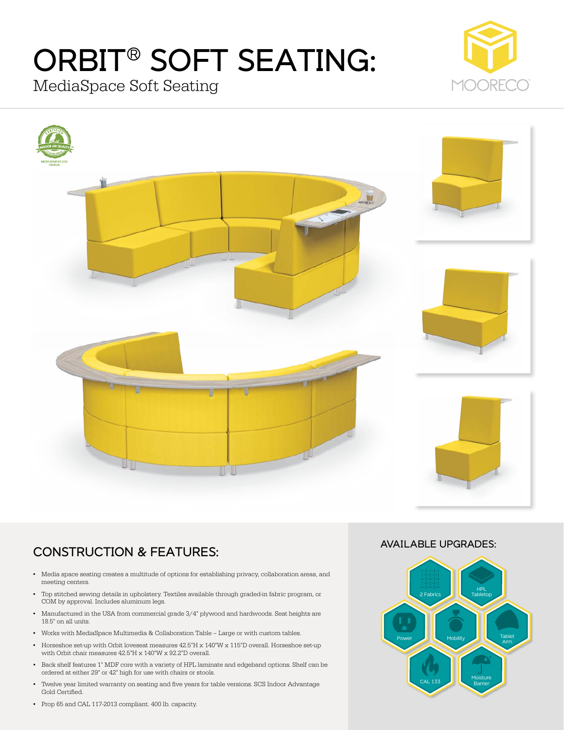# ORBIT® SOFT SEATING:

MediaSpace Soft Seating

## CONSTRUCTION & FEATURES:

- Media space seating creates a multitude of options for establishing privacy, collaboration areas, and meeting centers.
- Top stitched sewing details in upholstery. Textiles available through graded-in fabric program, or COM by approval. Includes aluminum legs.
- Manufactured in the USA from commercial grade 3/4" plywood and hardwoods. Seat heights are 18.5" on all units.
- Works with MediaSpace Multimedia & Collaboration Table – Large or with custom tables.
- Horseshoe set-up with Orbit loveseat measures 42.5"H x 140"W x 115"D overall. Horseshoe set-up with Orbit chair measures 42.5"H x 140"W x 92.2"D overall.
- Back shelf features 1" MDF core with a variety of HPL laminate and edgeband options. Shelf can be ordered at either 29" or 42" high for use with chairs or stools.
- Twelve year limited warranty on seating and five years for table versions. SCS Indoor Advantage Gold Certified.
- Prop 65 and CAL 117-2013 compliant. 400 lb. capacity.

## AVAILABLE UPGRADES:

- 2 Fabrics
- HPL Tabletop
- Power
- Mobility
- Tablet Arm
- CAL 133
- Moisture Barrier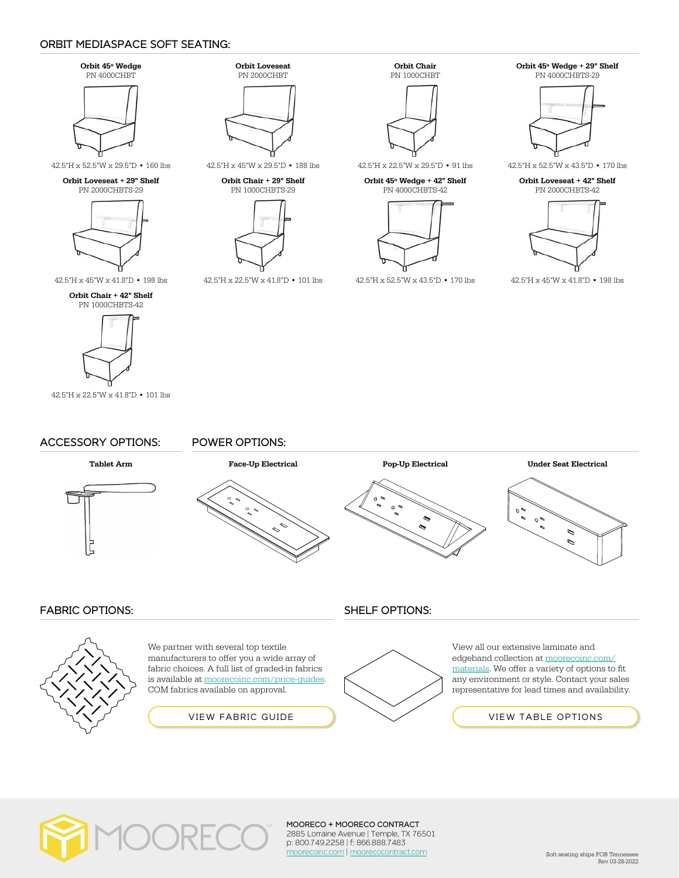## ORBIT MEDIASPACE SOFT SEATING:

**Orbit 45° Wedge**
PN 4000CHBT
42.5"H x 52.5"W x 29.5"D • 160 lbs

**Orbit Loveseat**
PN 2000CHBT
42.5"H x 45"W x 29.5"D • 188 lbs

**Orbit Chair**
PN 1000CHBT
42.5"H x 22.5"W x 29.5"D • 91 lbs

**Orbit 45° Wedge + 29" Shelf**
PN 4000CHBTS-29
42.5"H x 52.5"W x 43.5"D • 170 lbs

**Orbit Loveseat + 29" Shelf**
PN 2000CHBTS-29
42.5"H x 45"W x 41.8"D • 198 lbs

**Orbit Chair + 29" Shelf**
PN 1000CHBTS-29
42.5"H x 22.5"W x 41.8"D • 101 lbs

**Orbit 45° Wedge + 42" Shelf**
PN 4000CHBTS-42
42.5"H x 52.5"W x 43.5"D • 170 lbs

**Orbit Loveseat + 42" Shelf**
PN 2000CHBTS-42
42.5"H x 45"W x 41.8"D • 198 lbs

**Orbit Chair + 42" Shelf**
PN 1000CHBTS-42
42.5"H x 22.5"W x 41.8"D • 101 lbs

## ACCESSORY OPTIONS:

**Tablet Arm**

## POWER OPTIONS:

**Face-Up Electrical**

**Pop-Up Electrical**

**Under Seat Electrical**

## FABRIC OPTIONS:

We partner with several top textile manufacturers to offer you a wide array of fabric choices. A full list of graded-in fabrics is available at mooreco inc.com/price-guides. COM fabrics available on approval.

VIEW FABRIC GUIDE

## SHELF OPTIONS:

View all our extensive laminate and edgeband collection at moorecoinc.com/materials. We offer a variety of options to fit any environment or style. Contact your sales representative for lead times and availability.

VIEW TABLE OPTIONS

MOORECO™

MOORECO + MOORECO CONTRACT
2885 Lorraine Avenue | Temple, TX 76501
p: 800.749.2258 | f: 866.888.7483
moorecoinc.com | moorecocontract.com

Soft seating ships FOB Tennessee
Rev 03-28-2022